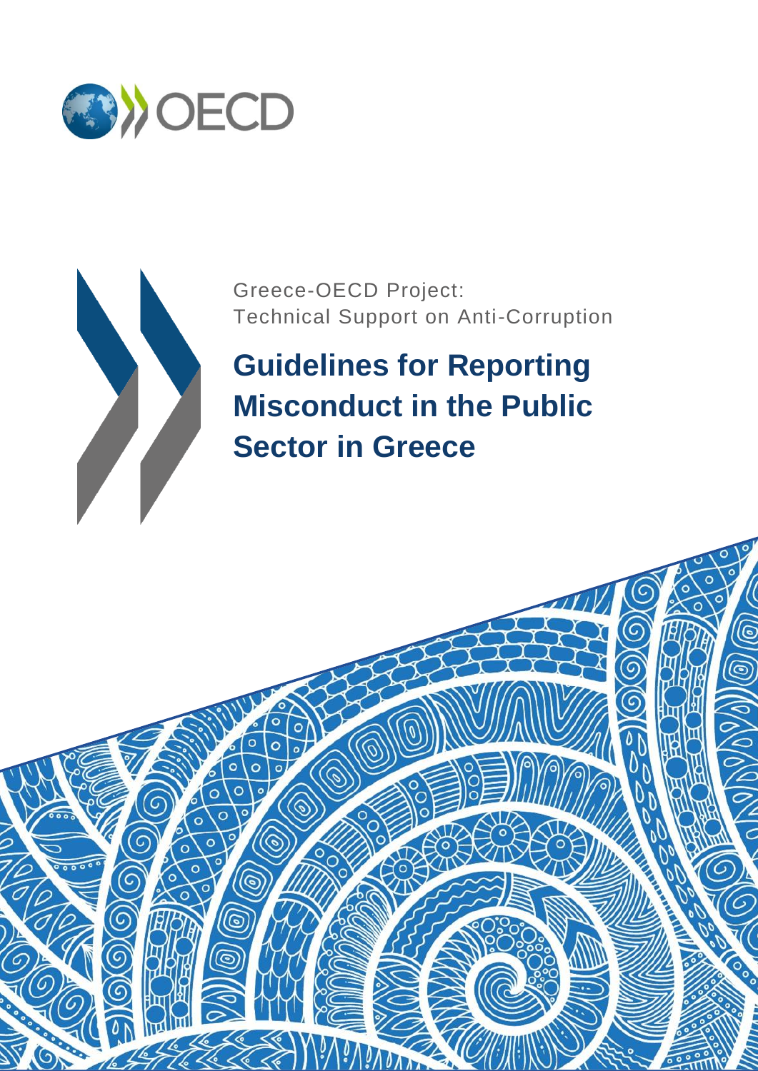OECD

Greece-OECD Project:
Technical Support on Anti-Corruption

# Guidelines for Reporting Misconduct in the Public Sector in Greece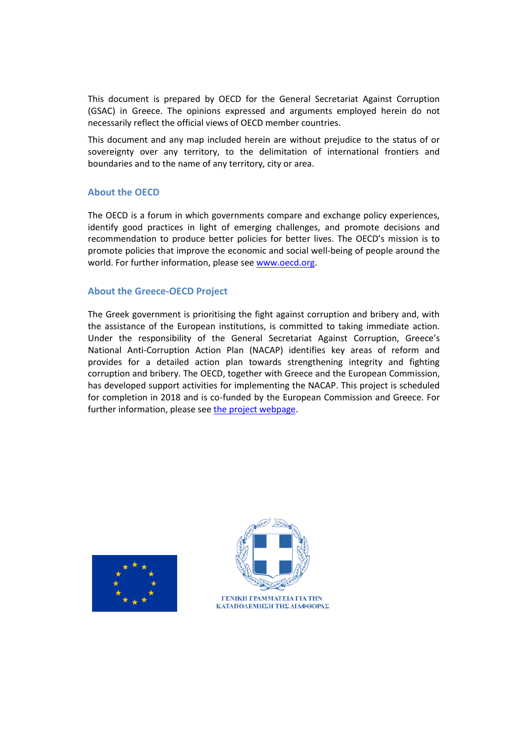This document is prepared by OECD for the General Secretariat Against Corruption (GSAC) in Greece. The opinions expressed and arguments employed herein do not necessarily reflect the official views of OECD member countries.

This document and any map included herein are without prejudice to the status of or sovereignty over any territory, to the delimitation of international frontiers and boundaries and to the name of any territory, city or area.

### About the OECD

The OECD is a forum in which governments compare and exchange policy experiences, identify good practices in light of emerging challenges, and promote decisions and recommendation to produce better policies for better lives. The OECD's mission is to promote policies that improve the economic and social well-being of people around the world. For further information, please see [www.oecd.org](www.oecd.org).

### About the Greece-OECD Project

The Greek government is prioritising the fight against corruption and bribery and, with the assistance of the European institutions, is committed to taking immediate action. Under the responsibility of the General Secretariat Against Corruption, Greece's National Anti-Corruption Action Plan (NACAP) identifies key areas of reform and provides for a detailed action plan towards strengthening integrity and fighting corruption and bribery. The OECD, together with Greece and the European Commission, has developed support activities for implementing the NACAP. This project is scheduled for completion in 2018 and is co-funded by the European Commission and Greece. For further information, please see the project webpage.

ΓΕΝΙΚΗ ΓΡΑΜΜΑΤΕΙΑ ΓΙΑ ΤΗΝ ΚΑΤΑΠΟΛΕΜΗΣΗ ΤΗΣ ΔΙΑΦΘΟΡΑΣ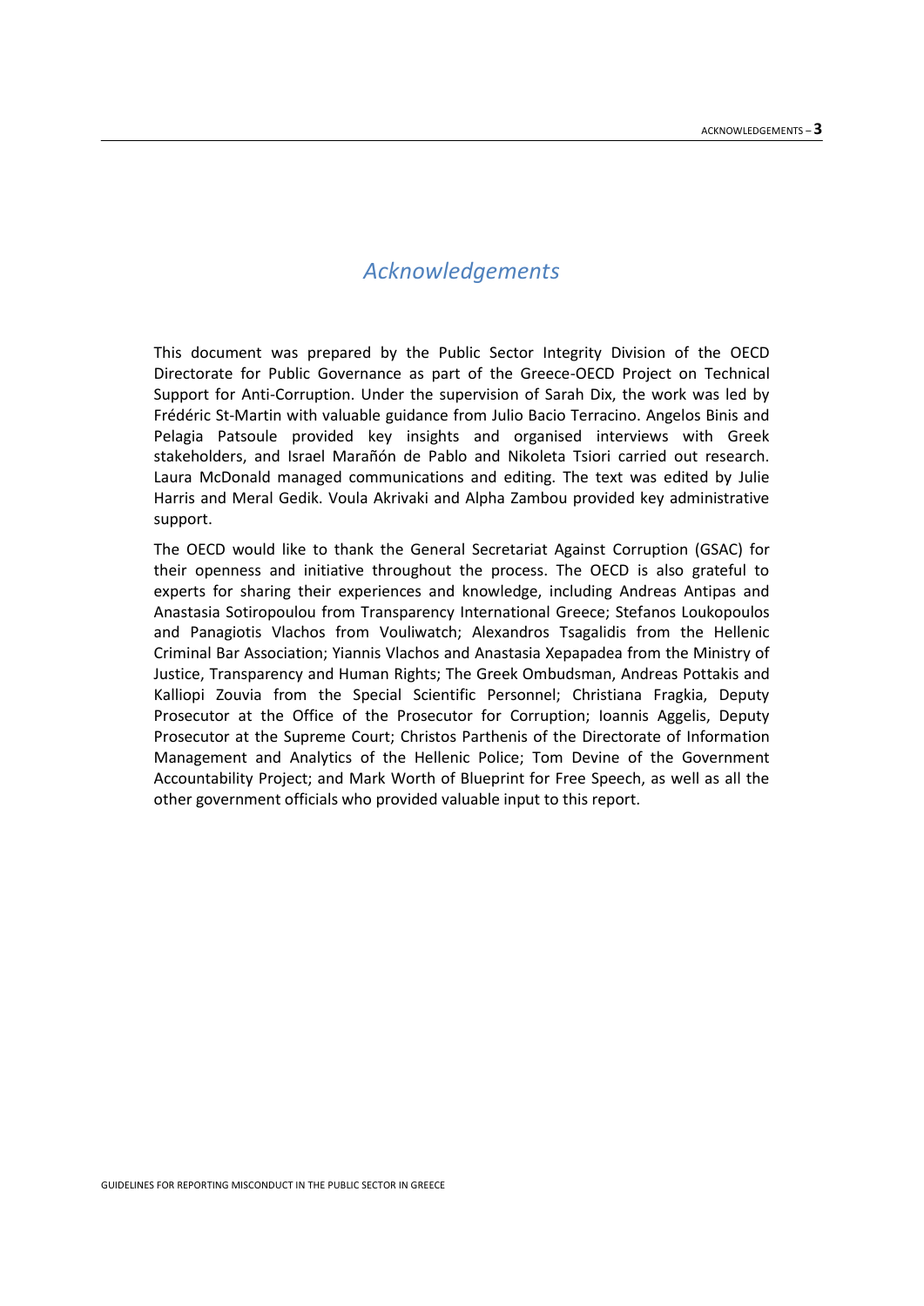# *Acknowledgements*

This document was prepared by the Public Sector Integrity Division of the OECD Directorate for Public Governance as part of the Greece-OECD Project on Technical Support for Anti-Corruption. Under the supervision of Sarah Dix, the work was led by Frédéric St-Martin with valuable guidance from Julio Bacio Terracino. Angelos Binis and Pelagia Patsoule provided key insights and organised interviews with Greek stakeholders, and Israel Marañón de Pablo and Nikoleta Tsiori carried out research. Laura McDonald managed communications and editing. The text was edited by Julie Harris and Meral Gedik. Voula Akrivaki and Alpha Zambou provided key administrative support.

The OECD would like to thank the General Secretariat Against Corruption (GSAC) for their openness and initiative throughout the process. The OECD is also grateful to experts for sharing their experiences and knowledge, including Andreas Antipas and Anastasia Sotiropoulou from Transparency International Greece; Stefanos Loukopoulos and Panagiotis Vlachos from Vouliwatch; Alexandros Tsagalidis from the Hellenic Criminal Bar Association; Yiannis Vlachos and Anastasia Xepapadea from the Ministry of Justice, Transparency and Human Rights; The Greek Ombudsman, Andreas Pottakis and Kalliopi Zouvia from the Special Scientific Personnel; Christiana Fragkia, Deputy Prosecutor at the Office of the Prosecutor for Corruption; Ioannis Aggelis, Deputy Prosecutor at the Supreme Court; Christos Parthenis of the Directorate of Information Management and Analytics of the Hellenic Police; Tom Devine of the Government Accountability Project; and Mark Worth of Blueprint for Free Speech, as well as all the other government officials who provided valuable input to this report.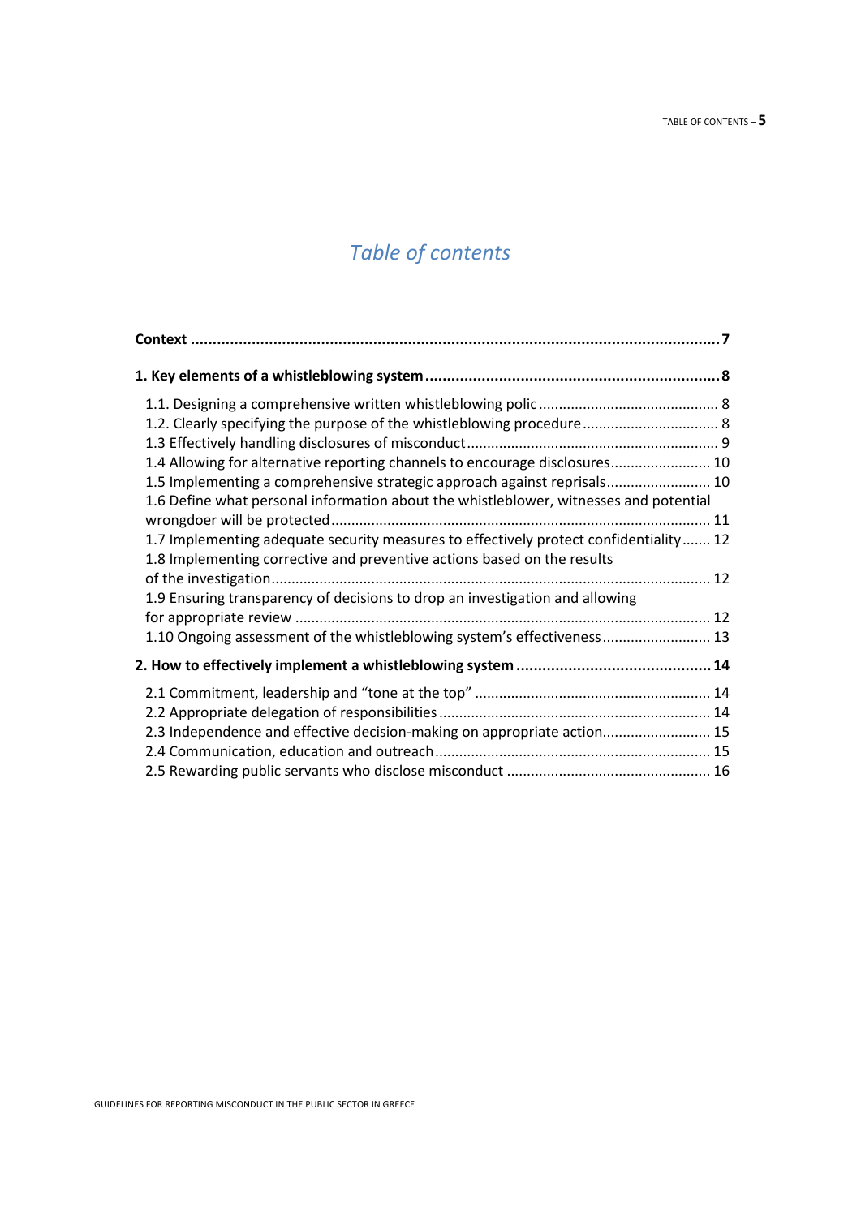# *Table of contents*

**Context** ................................................................................................................ **7**

**1. Key elements of a whistleblowing system** ...................................................................... **8**

- 1.1. Designing a comprehensive written whistleblowing polic ............................................ 8
- 1.2. Clearly specifying the purpose of the whistleblowing procedure .................................. 8
- 1.3 Effectively handling disclosures of misconduct ............................................................. 9
- 1.4 Allowing for alternative reporting channels to encourage disclosures......................... 10
- 1.5 Implementing a comprehensive strategic approach against reprisals.......................... 10
- 1.6 Define what personal information about the whistleblower, witnesses and potential wrongdoer will be protected ............................................................................................ 11
- 1.7 Implementing adequate security measures to effectively protect confidentiality ....... 12
- 1.8 Implementing corrective and preventive actions based on the results of the investigation ............................................................................................................ 12
- 1.9 Ensuring transparency of decisions to drop an investigation and allowing for appropriate review ...................................................................................................... 12
- 1.10 Ongoing assessment of the whistleblowing system's effectiveness ........................... 13

**2. How to effectively implement a whistleblowing system** ............................................. **14**

- 2.1 Commitment, leadership and "tone at the top" .......................................................... 14
- 2.2 Appropriate delegation of responsibilities .................................................................. 14
- 2.3 Independence and effective decision-making on appropriate action........................... 15
- 2.4 Communication, education and outreach.................................................................... 15
- 2.5 Rewarding public servants who disclose misconduct .................................................. 16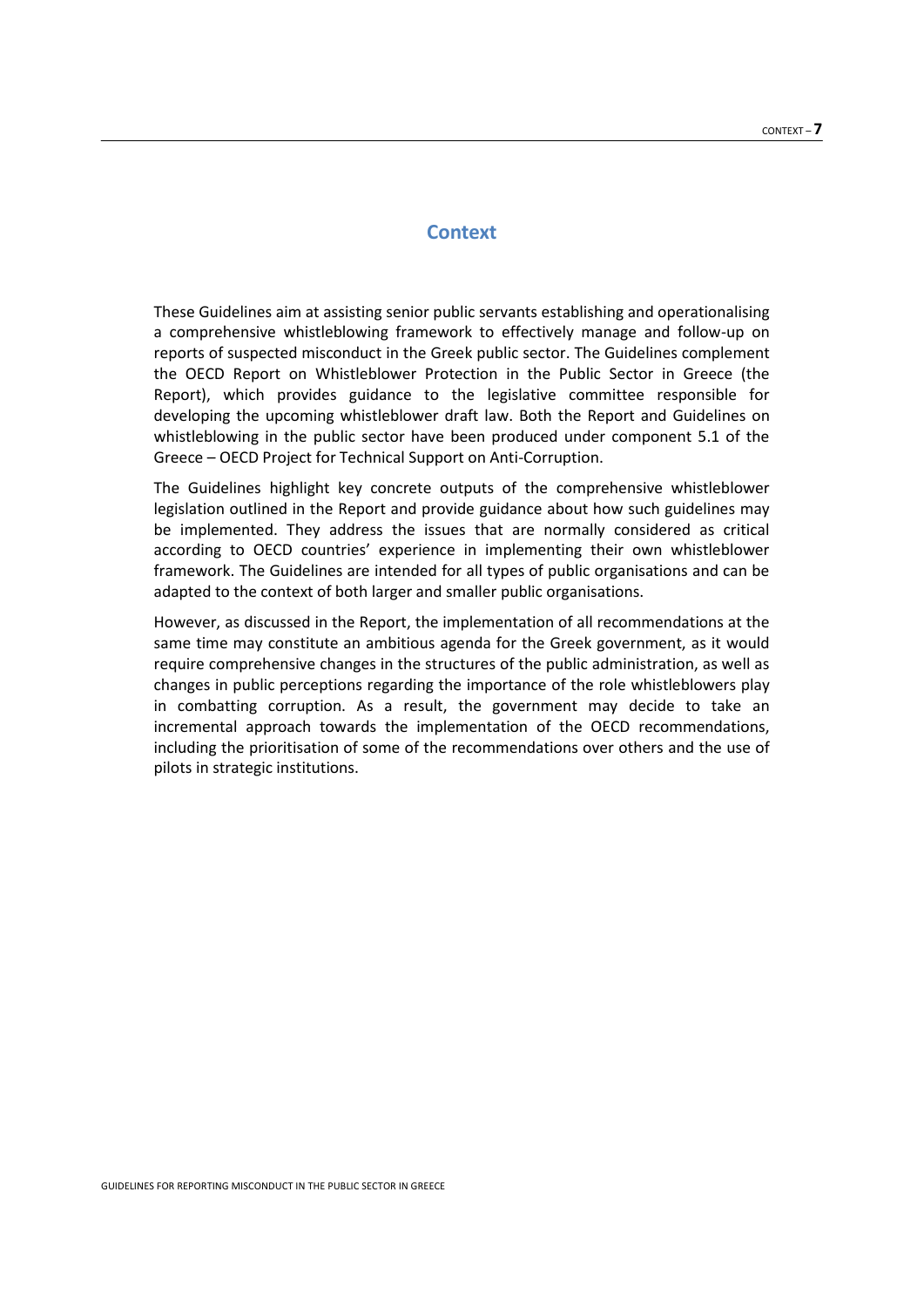# Context

These Guidelines aim at assisting senior public servants establishing and operationalising a comprehensive whistleblowing framework to effectively manage and follow-up on reports of suspected misconduct in the Greek public sector. The Guidelines complement the OECD Report on Whistleblower Protection in the Public Sector in Greece (the Report), which provides guidance to the legislative committee responsible for developing the upcoming whistleblower draft law. Both the Report and Guidelines on whistleblowing in the public sector have been produced under component 5.1 of the Greece – OECD Project for Technical Support on Anti-Corruption.

The Guidelines highlight key concrete outputs of the comprehensive whistleblower legislation outlined in the Report and provide guidance about how such guidelines may be implemented. They address the issues that are normally considered as critical according to OECD countries' experience in implementing their own whistleblower framework. The Guidelines are intended for all types of public organisations and can be adapted to the context of both larger and smaller public organisations.

However, as discussed in the Report, the implementation of all recommendations at the same time may constitute an ambitious agenda for the Greek government, as it would require comprehensive changes in the structures of the public administration, as well as changes in public perceptions regarding the importance of the role whistleblowers play in combatting corruption. As a result, the government may decide to take an incremental approach towards the implementation of the OECD recommendations, including the prioritisation of some of the recommendations over others and the use of pilots in strategic institutions.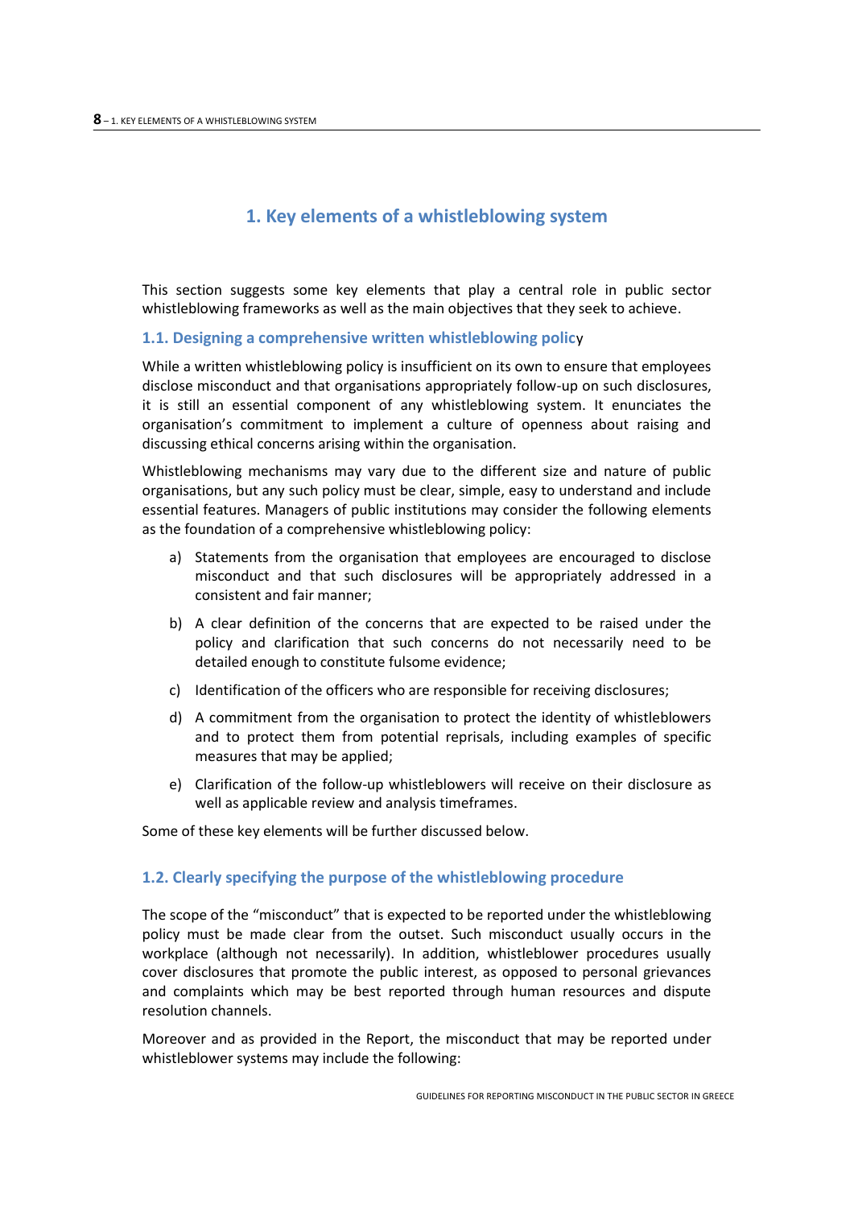# 1. Key elements of a whistleblowing system

This section suggests some key elements that play a central role in public sector whistleblowing frameworks as well as the main objectives that they seek to achieve.

## 1.1. Designing a comprehensive written whistleblowing policy

While a written whistleblowing policy is insufficient on its own to ensure that employees disclose misconduct and that organisations appropriately follow-up on such disclosures, it is still an essential component of any whistleblowing system. It enunciates the organisation's commitment to implement a culture of openness about raising and discussing ethical concerns arising within the organisation.

Whistleblowing mechanisms may vary due to the different size and nature of public organisations, but any such policy must be clear, simple, easy to understand and include essential features. Managers of public institutions may consider the following elements as the foundation of a comprehensive whistleblowing policy:

a) Statements from the organisation that employees are encouraged to disclose misconduct and that such disclosures will be appropriately addressed in a consistent and fair manner;

b) A clear definition of the concerns that are expected to be raised under the policy and clarification that such concerns do not necessarily need to be detailed enough to constitute fulsome evidence;

c) Identification of the officers who are responsible for receiving disclosures;

d) A commitment from the organisation to protect the identity of whistleblowers and to protect them from potential reprisals, including examples of specific measures that may be applied;

e) Clarification of the follow-up whistleblowers will receive on their disclosure as well as applicable review and analysis timeframes.

Some of these key elements will be further discussed below.

## 1.2. Clearly specifying the purpose of the whistleblowing procedure

The scope of the "misconduct" that is expected to be reported under the whistleblowing policy must be made clear from the outset. Such misconduct usually occurs in the workplace (although not necessarily). In addition, whistleblower procedures usually cover disclosures that promote the public interest, as opposed to personal grievances and complaints which may be best reported through human resources and dispute resolution channels.

Moreover and as provided in the Report, the misconduct that may be reported under whistleblower systems may include the following: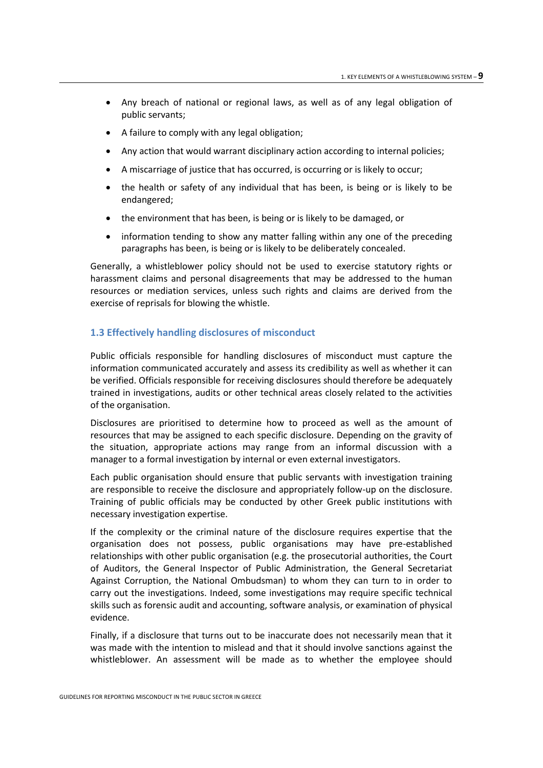- Any breach of national or regional laws, as well as of any legal obligation of public servants;
- A failure to comply with any legal obligation;
- Any action that would warrant disciplinary action according to internal policies;
- A miscarriage of justice that has occurred, is occurring or is likely to occur;
- the health or safety of any individual that has been, is being or is likely to be endangered;
- the environment that has been, is being or is likely to be damaged, or
- information tending to show any matter falling within any one of the preceding paragraphs has been, is being or is likely to be deliberately concealed.

Generally, a whistleblower policy should not be used to exercise statutory rights or harassment claims and personal disagreements that may be addressed to the human resources or mediation services, unless such rights and claims are derived from the exercise of reprisals for blowing the whistle.

### 1.3 Effectively handling disclosures of misconduct

Public officials responsible for handling disclosures of misconduct must capture the information communicated accurately and assess its credibility as well as whether it can be verified. Officials responsible for receiving disclosures should therefore be adequately trained in investigations, audits or other technical areas closely related to the activities of the organisation.

Disclosures are prioritised to determine how to proceed as well as the amount of resources that may be assigned to each specific disclosure. Depending on the gravity of the situation, appropriate actions may range from an informal discussion with a manager to a formal investigation by internal or even external investigators.

Each public organisation should ensure that public servants with investigation training are responsible to receive the disclosure and appropriately follow-up on the disclosure. Training of public officials may be conducted by other Greek public institutions with necessary investigation expertise.

If the complexity or the criminal nature of the disclosure requires expertise that the organisation does not possess, public organisations may have pre-established relationships with other public organisation (e.g. the prosecutorial authorities, the Court of Auditors, the General Inspector of Public Administration, the General Secretariat Against Corruption, the National Ombudsman) to whom they can turn to in order to carry out the investigations. Indeed, some investigations may require specific technical skills such as forensic audit and accounting, software analysis, or examination of physical evidence.

Finally, if a disclosure that turns out to be inaccurate does not necessarily mean that it was made with the intention to mislead and that it should involve sanctions against the whistleblower. An assessment will be made as to whether the employee should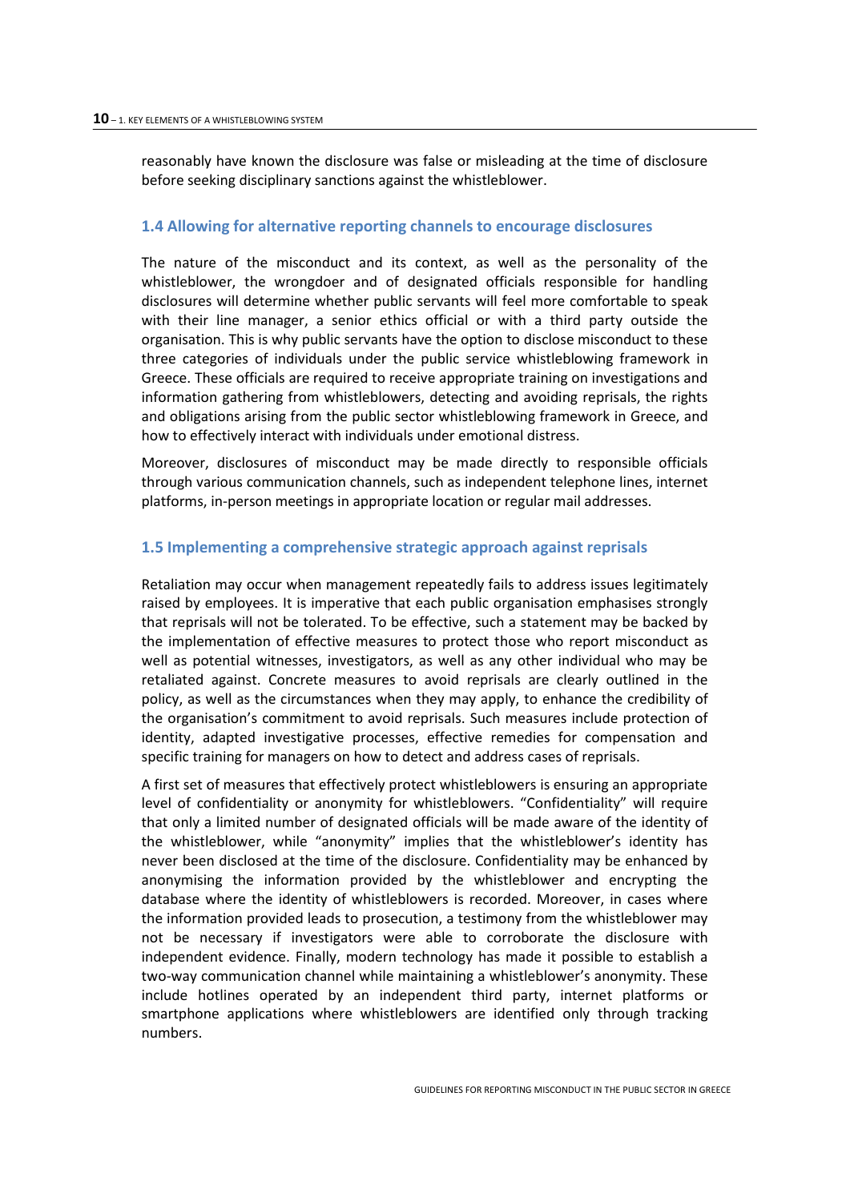reasonably have known the disclosure was false or misleading at the time of disclosure before seeking disciplinary sanctions against the whistleblower.

### 1.4 Allowing for alternative reporting channels to encourage disclosures

The nature of the misconduct and its context, as well as the personality of the whistleblower, the wrongdoer and of designated officials responsible for handling disclosures will determine whether public servants will feel more comfortable to speak with their line manager, a senior ethics official or with a third party outside the organisation. This is why public servants have the option to disclose misconduct to these three categories of individuals under the public service whistleblowing framework in Greece. These officials are required to receive appropriate training on investigations and information gathering from whistleblowers, detecting and avoiding reprisals, the rights and obligations arising from the public sector whistleblowing framework in Greece, and how to effectively interact with individuals under emotional distress.

Moreover, disclosures of misconduct may be made directly to responsible officials through various communication channels, such as independent telephone lines, internet platforms, in-person meetings in appropriate location or regular mail addresses.

### 1.5 Implementing a comprehensive strategic approach against reprisals

Retaliation may occur when management repeatedly fails to address issues legitimately raised by employees. It is imperative that each public organisation emphasises strongly that reprisals will not be tolerated. To be effective, such a statement may be backed by the implementation of effective measures to protect those who report misconduct as well as potential witnesses, investigators, as well as any other individual who may be retaliated against. Concrete measures to avoid reprisals are clearly outlined in the policy, as well as the circumstances when they may apply, to enhance the credibility of the organisation's commitment to avoid reprisals. Such measures include protection of identity, adapted investigative processes, effective remedies for compensation and specific training for managers on how to detect and address cases of reprisals.

A first set of measures that effectively protect whistleblowers is ensuring an appropriate level of confidentiality or anonymity for whistleblowers. "Confidentiality" will require that only a limited number of designated officials will be made aware of the identity of the whistleblower, while "anonymity" implies that the whistleblower's identity has never been disclosed at the time of the disclosure. Confidentiality may be enhanced by anonymising the information provided by the whistleblower and encrypting the database where the identity of whistleblowers is recorded. Moreover, in cases where the information provided leads to prosecution, a testimony from the whistleblower may not be necessary if investigators were able to corroborate the disclosure with independent evidence. Finally, modern technology has made it possible to establish a two-way communication channel while maintaining a whistleblower's anonymity. These include hotlines operated by an independent third party, internet platforms or smartphone applications where whistleblowers are identified only through tracking numbers.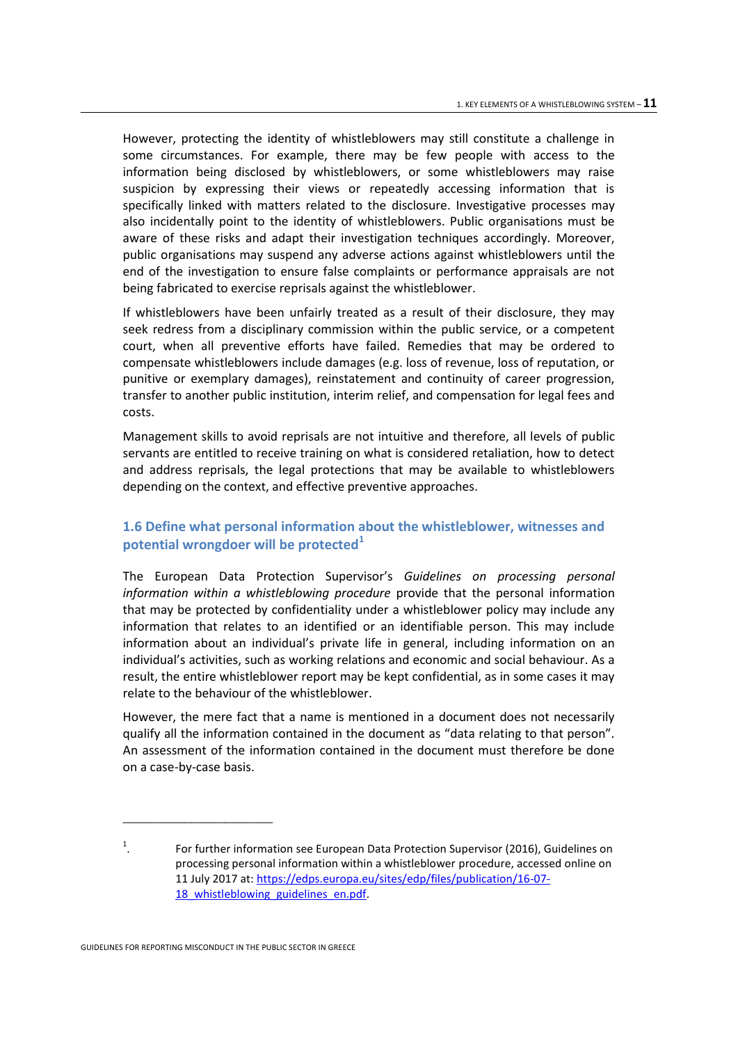However, protecting the identity of whistleblowers may still constitute a challenge in some circumstances. For example, there may be few people with access to the information being disclosed by whistleblowers, or some whistleblowers may raise suspicion by expressing their views or repeatedly accessing information that is specifically linked with matters related to the disclosure. Investigative processes may also incidentally point to the identity of whistleblowers. Public organisations must be aware of these risks and adapt their investigation techniques accordingly. Moreover, public organisations may suspend any adverse actions against whistleblowers until the end of the investigation to ensure false complaints or performance appraisals are not being fabricated to exercise reprisals against the whistleblower.

If whistleblowers have been unfairly treated as a result of their disclosure, they may seek redress from a disciplinary commission within the public service, or a competent court, when all preventive efforts have failed. Remedies that may be ordered to compensate whistleblowers include damages (e.g. loss of revenue, loss of reputation, or punitive or exemplary damages), reinstatement and continuity of career progression, transfer to another public institution, interim relief, and compensation for legal fees and costs.

Management skills to avoid reprisals are not intuitive and therefore, all levels of public servants are entitled to receive training on what is considered retaliation, how to detect and address reprisals, the legal protections that may be available to whistleblowers depending on the context, and effective preventive approaches.

### 1.6 Define what personal information about the whistleblower, witnesses and potential wrongdoer will be protected[1]

The European Data Protection Supervisor's *Guidelines on processing personal information within a whistleblowing procedure* provide that the personal information that may be protected by confidentiality under a whistleblower policy may include any information that relates to an identified or an identifiable person. This may include information about an individual's private life in general, including information on an individual's activities, such as working relations and economic and social behaviour. As a result, the entire whistleblower report may be kept confidential, as in some cases it may relate to the behaviour of the whistleblower.

However, the mere fact that a name is mentioned in a document does not necessarily qualify all the information contained in the document as "data relating to that person". An assessment of the information contained in the document must therefore be done on a case-by-case basis.

---

1. For further information see European Data Protection Supervisor (2016), Guidelines on processing personal information within a whistleblower procedure, accessed online on 11 July 2017 at: https://edps.europa.eu/sites/edp/files/publication/16-07-18_whistleblowing_guidelines_en.pdf.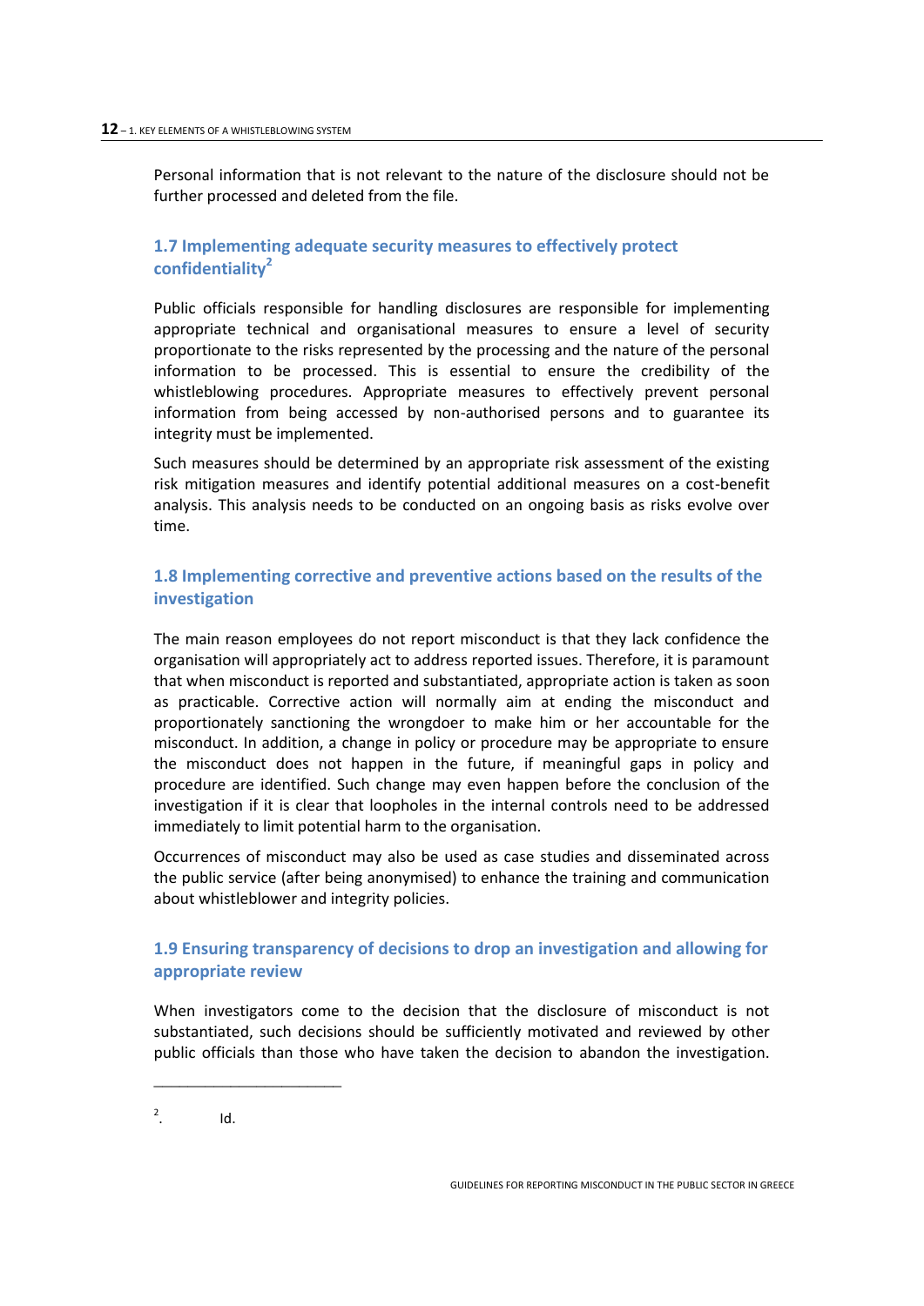Personal information that is not relevant to the nature of the disclosure should not be further processed and deleted from the file.

### 1.7 Implementing adequate security measures to effectively protect confidentiality[2]

Public officials responsible for handling disclosures are responsible for implementing appropriate technical and organisational measures to ensure a level of security proportionate to the risks represented by the processing and the nature of the personal information to be processed. This is essential to ensure the credibility of the whistleblowing procedures. Appropriate measures to effectively prevent personal information from being accessed by non-authorised persons and to guarantee its integrity must be implemented.

Such measures should be determined by an appropriate risk assessment of the existing risk mitigation measures and identify potential additional measures on a cost-benefit analysis. This analysis needs to be conducted on an ongoing basis as risks evolve over time.

### 1.8 Implementing corrective and preventive actions based on the results of the investigation

The main reason employees do not report misconduct is that they lack confidence the organisation will appropriately act to address reported issues. Therefore, it is paramount that when misconduct is reported and substantiated, appropriate action is taken as soon as practicable. Corrective action will normally aim at ending the misconduct and proportionately sanctioning the wrongdoer to make him or her accountable for the misconduct. In addition, a change in policy or procedure may be appropriate to ensure the misconduct does not happen in the future, if meaningful gaps in policy and procedure are identified. Such change may even happen before the conclusion of the investigation if it is clear that loopholes in the internal controls need to be addressed immediately to limit potential harm to the organisation.

Occurrences of misconduct may also be used as case studies and disseminated across the public service (after being anonymised) to enhance the training and communication about whistleblower and integrity policies.

### 1.9 Ensuring transparency of decisions to drop an investigation and allowing for appropriate review

When investigators come to the decision that the disclosure of misconduct is not substantiated, such decisions should be sufficiently motivated and reviewed by other public officials than those who have taken the decision to abandon the investigation.

---

[2]. Id.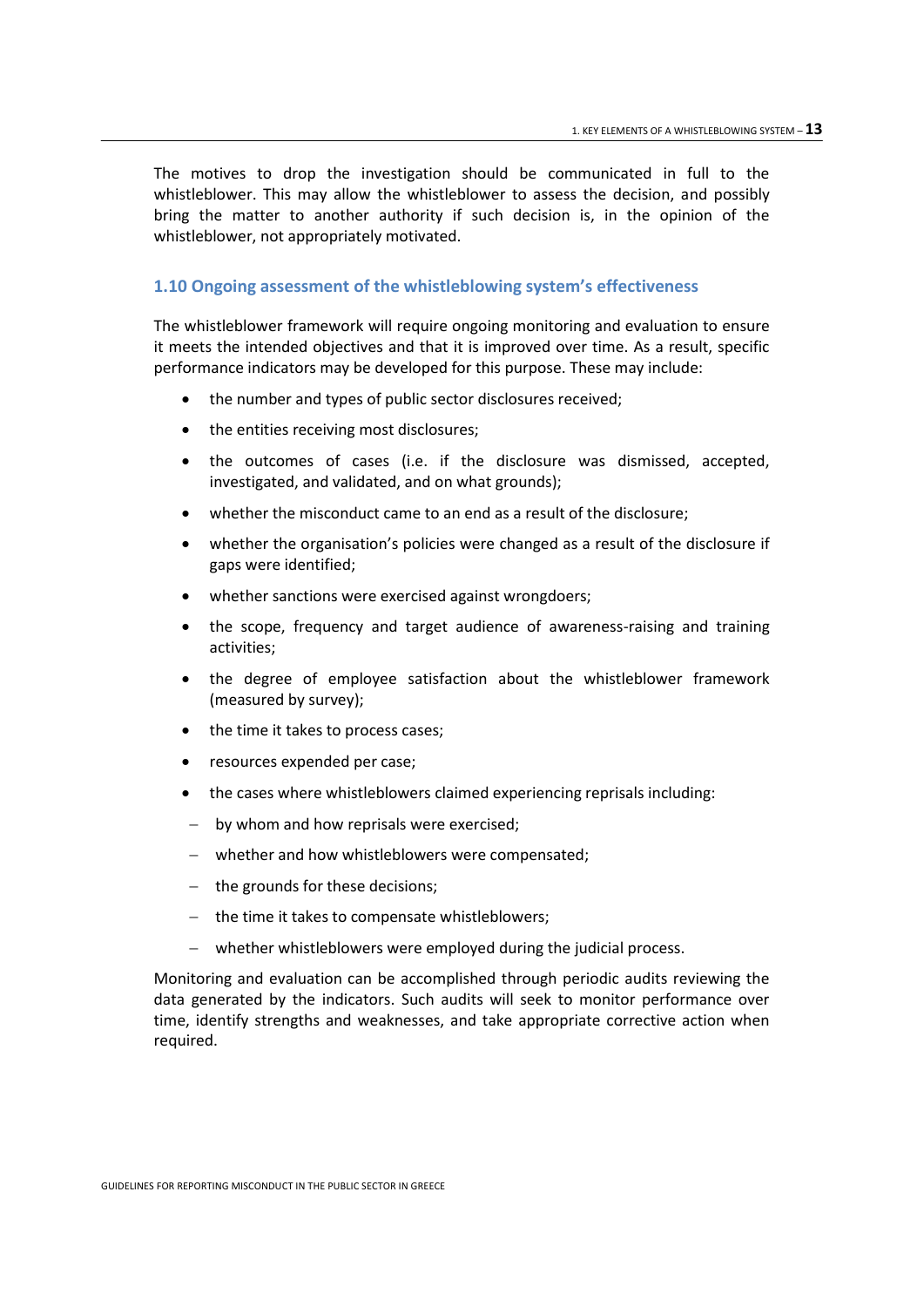The motives to drop the investigation should be communicated in full to the whistleblower. This may allow the whistleblower to assess the decision, and possibly bring the matter to another authority if such decision is, in the opinion of the whistleblower, not appropriately motivated.

### 1.10 Ongoing assessment of the whistleblowing system's effectiveness

The whistleblower framework will require ongoing monitoring and evaluation to ensure it meets the intended objectives and that it is improved over time. As a result, specific performance indicators may be developed for this purpose. These may include:

- the number and types of public sector disclosures received;
- the entities receiving most disclosures;
- the outcomes of cases (i.e. if the disclosure was dismissed, accepted, investigated, and validated, and on what grounds);
- whether the misconduct came to an end as a result of the disclosure;
- whether the organisation's policies were changed as a result of the disclosure if gaps were identified;
- whether sanctions were exercised against wrongdoers;
- the scope, frequency and target audience of awareness-raising and training activities;
- the degree of employee satisfaction about the whistleblower framework (measured by survey);
- the time it takes to process cases;
- resources expended per case;
- the cases where whistleblowers claimed experiencing reprisals including:
  - by whom and how reprisals were exercised;
  - whether and how whistleblowers were compensated;
  - the grounds for these decisions;
  - the time it takes to compensate whistleblowers;
  - whether whistleblowers were employed during the judicial process.

Monitoring and evaluation can be accomplished through periodic audits reviewing the data generated by the indicators. Such audits will seek to monitor performance over time, identify strengths and weaknesses, and take appropriate corrective action when required.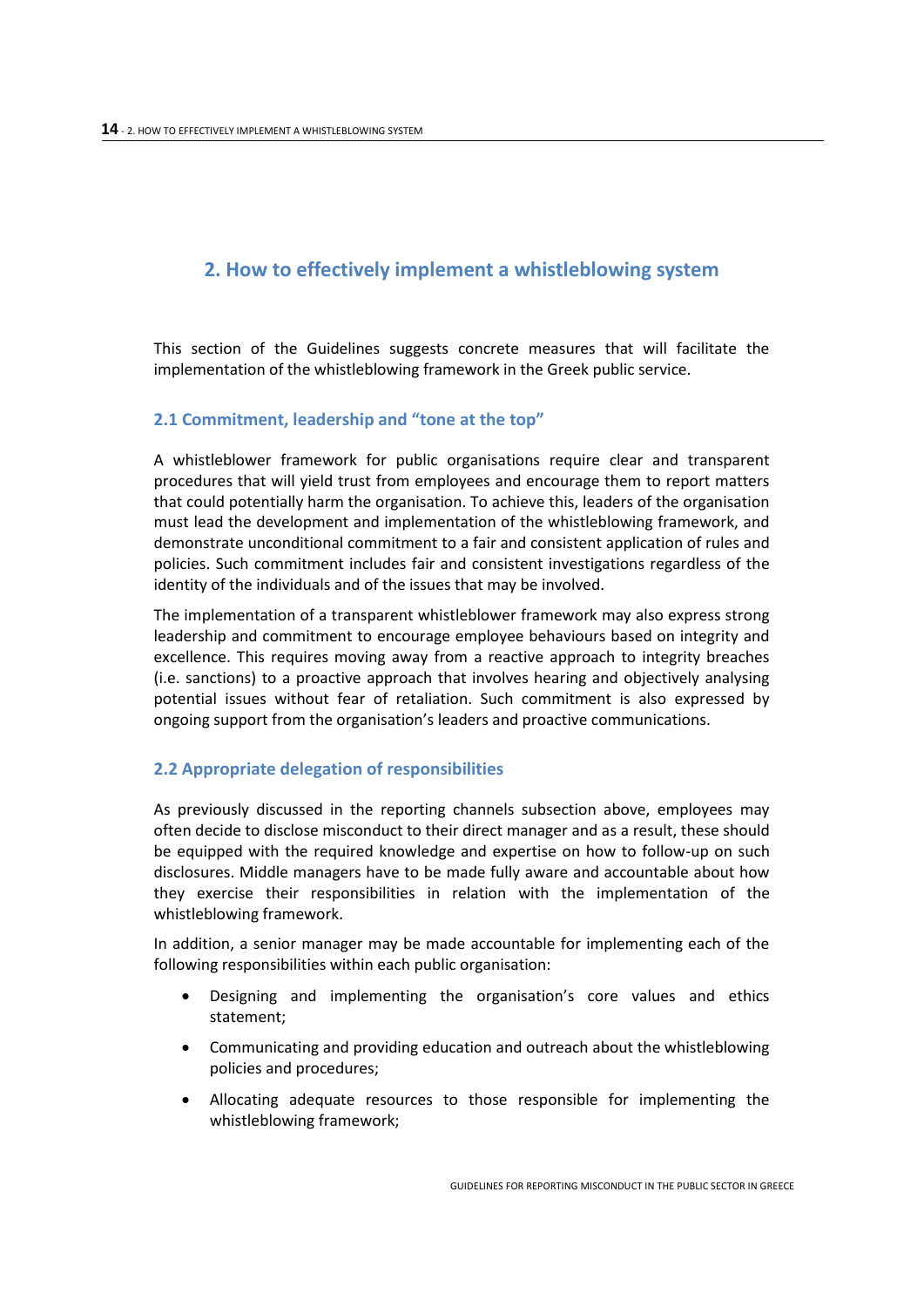# 2. How to effectively implement a whistleblowing system

This section of the Guidelines suggests concrete measures that will facilitate the implementation of the whistleblowing framework in the Greek public service.

## 2.1 Commitment, leadership and "tone at the top"

A whistleblower framework for public organisations require clear and transparent procedures that will yield trust from employees and encourage them to report matters that could potentially harm the organisation. To achieve this, leaders of the organisation must lead the development and implementation of the whistleblowing framework, and demonstrate unconditional commitment to a fair and consistent application of rules and policies. Such commitment includes fair and consistent investigations regardless of the identity of the individuals and of the issues that may be involved.

The implementation of a transparent whistleblower framework may also express strong leadership and commitment to encourage employee behaviours based on integrity and excellence. This requires moving away from a reactive approach to integrity breaches (i.e. sanctions) to a proactive approach that involves hearing and objectively analysing potential issues without fear of retaliation. Such commitment is also expressed by ongoing support from the organisation's leaders and proactive communications.

## 2.2 Appropriate delegation of responsibilities

As previously discussed in the reporting channels subsection above, employees may often decide to disclose misconduct to their direct manager and as a result, these should be equipped with the required knowledge and expertise on how to follow-up on such disclosures. Middle managers have to be made fully aware and accountable about how they exercise their responsibilities in relation with the implementation of the whistleblowing framework.

In addition, a senior manager may be made accountable for implementing each of the following responsibilities within each public organisation:

- Designing and implementing the organisation's core values and ethics statement;
- Communicating and providing education and outreach about the whistleblowing policies and procedures;
- Allocating adequate resources to those responsible for implementing the whistleblowing framework;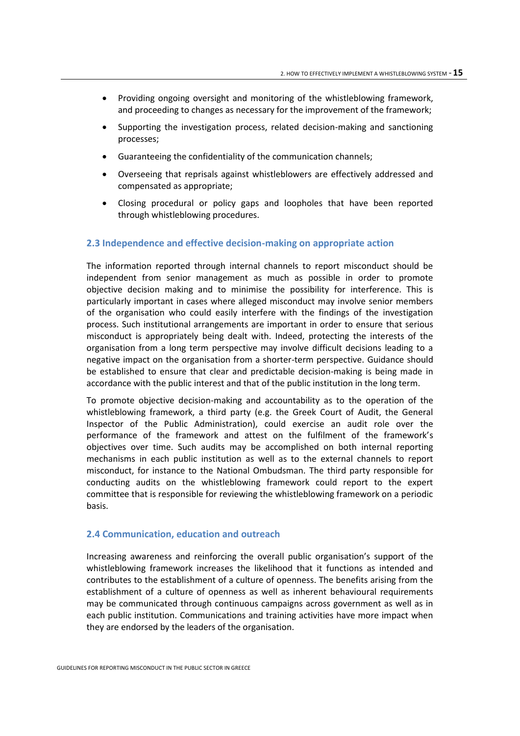- Providing ongoing oversight and monitoring of the whistleblowing framework, and proceeding to changes as necessary for the improvement of the framework;
- Supporting the investigation process, related decision-making and sanctioning processes;
- Guaranteeing the confidentiality of the communication channels;
- Overseeing that reprisals against whistleblowers are effectively addressed and compensated as appropriate;
- Closing procedural or policy gaps and loopholes that have been reported through whistleblowing procedures.

### 2.3 Independence and effective decision-making on appropriate action

The information reported through internal channels to report misconduct should be independent from senior management as much as possible in order to promote objective decision making and to minimise the possibility for interference. This is particularly important in cases where alleged misconduct may involve senior members of the organisation who could easily interfere with the findings of the investigation process. Such institutional arrangements are important in order to ensure that serious misconduct is appropriately being dealt with. Indeed, protecting the interests of the organisation from a long term perspective may involve difficult decisions leading to a negative impact on the organisation from a shorter-term perspective. Guidance should be established to ensure that clear and predictable decision-making is being made in accordance with the public interest and that of the public institution in the long term.

To promote objective decision-making and accountability as to the operation of the whistleblowing framework, a third party (e.g. the Greek Court of Audit, the General Inspector of the Public Administration), could exercise an audit role over the performance of the framework and attest on the fulfilment of the framework's objectives over time. Such audits may be accomplished on both internal reporting mechanisms in each public institution as well as to the external channels to report misconduct, for instance to the National Ombudsman. The third party responsible for conducting audits on the whistleblowing framework could report to the expert committee that is responsible for reviewing the whistleblowing framework on a periodic basis.

### 2.4 Communication, education and outreach

Increasing awareness and reinforcing the overall public organisation's support of the whistleblowing framework increases the likelihood that it functions as intended and contributes to the establishment of a culture of openness. The benefits arising from the establishment of a culture of openness as well as inherent behavioural requirements may be communicated through continuous campaigns across government as well as in each public institution. Communications and training activities have more impact when they are endorsed by the leaders of the organisation.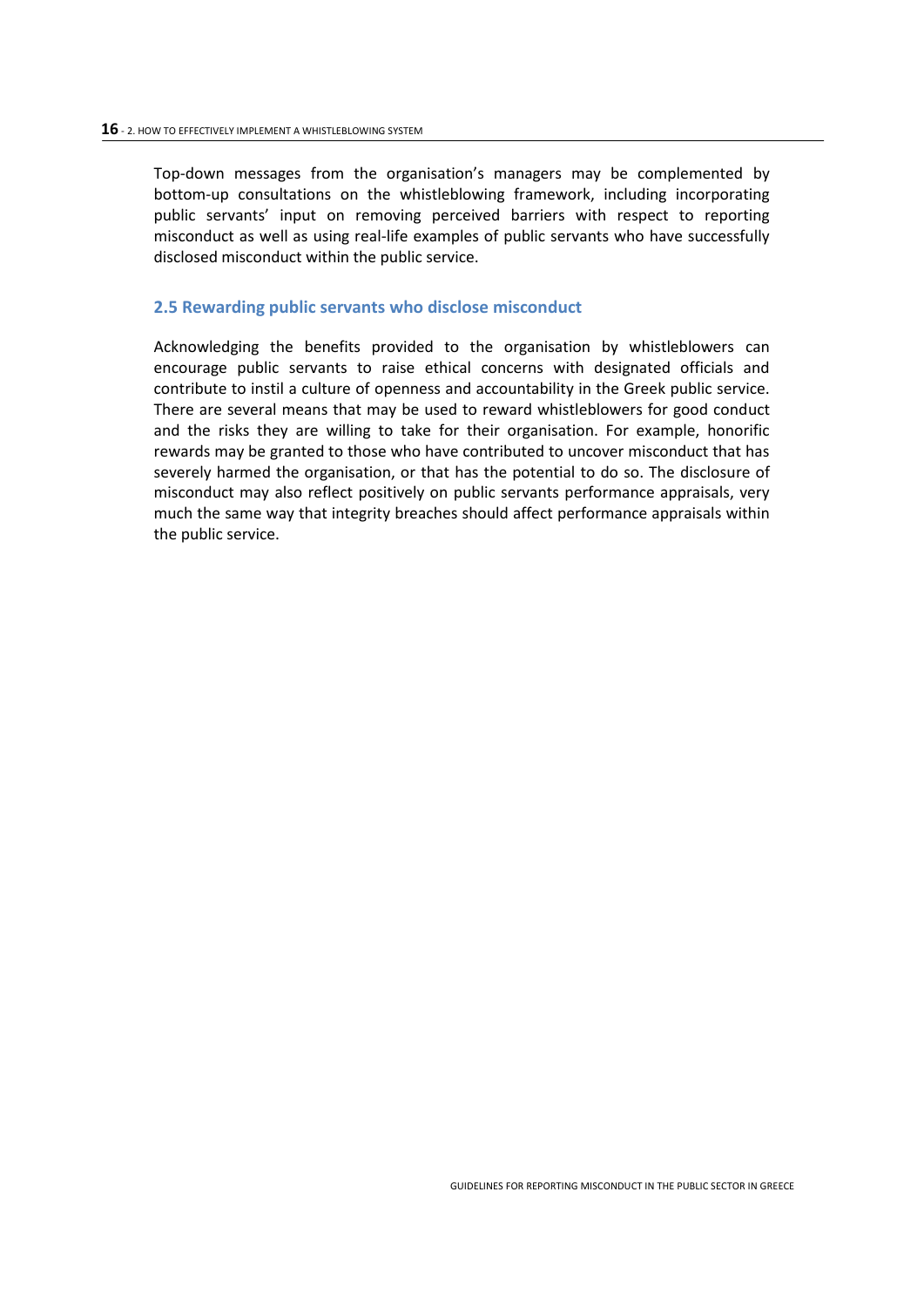Top-down messages from the organisation's managers may be complemented by bottom-up consultations on the whistleblowing framework, including incorporating public servants' input on removing perceived barriers with respect to reporting misconduct as well as using real-life examples of public servants who have successfully disclosed misconduct within the public service.

## 2.5 Rewarding public servants who disclose misconduct

Acknowledging the benefits provided to the organisation by whistleblowers can encourage public servants to raise ethical concerns with designated officials and contribute to instil a culture of openness and accountability in the Greek public service. There are several means that may be used to reward whistleblowers for good conduct and the risks they are willing to take for their organisation. For example, honorific rewards may be granted to those who have contributed to uncover misconduct that has severely harmed the organisation, or that has the potential to do so. The disclosure of misconduct may also reflect positively on public servants performance appraisals, very much the same way that integrity breaches should affect performance appraisals within the public service.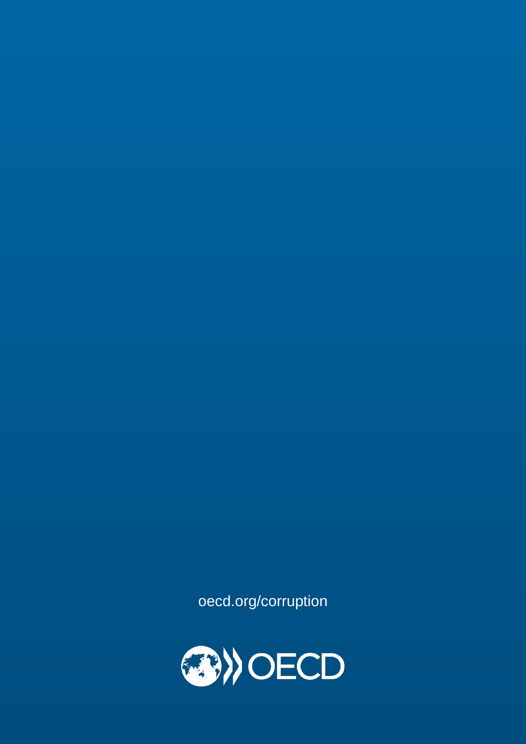oecd.org/corruption

OECD